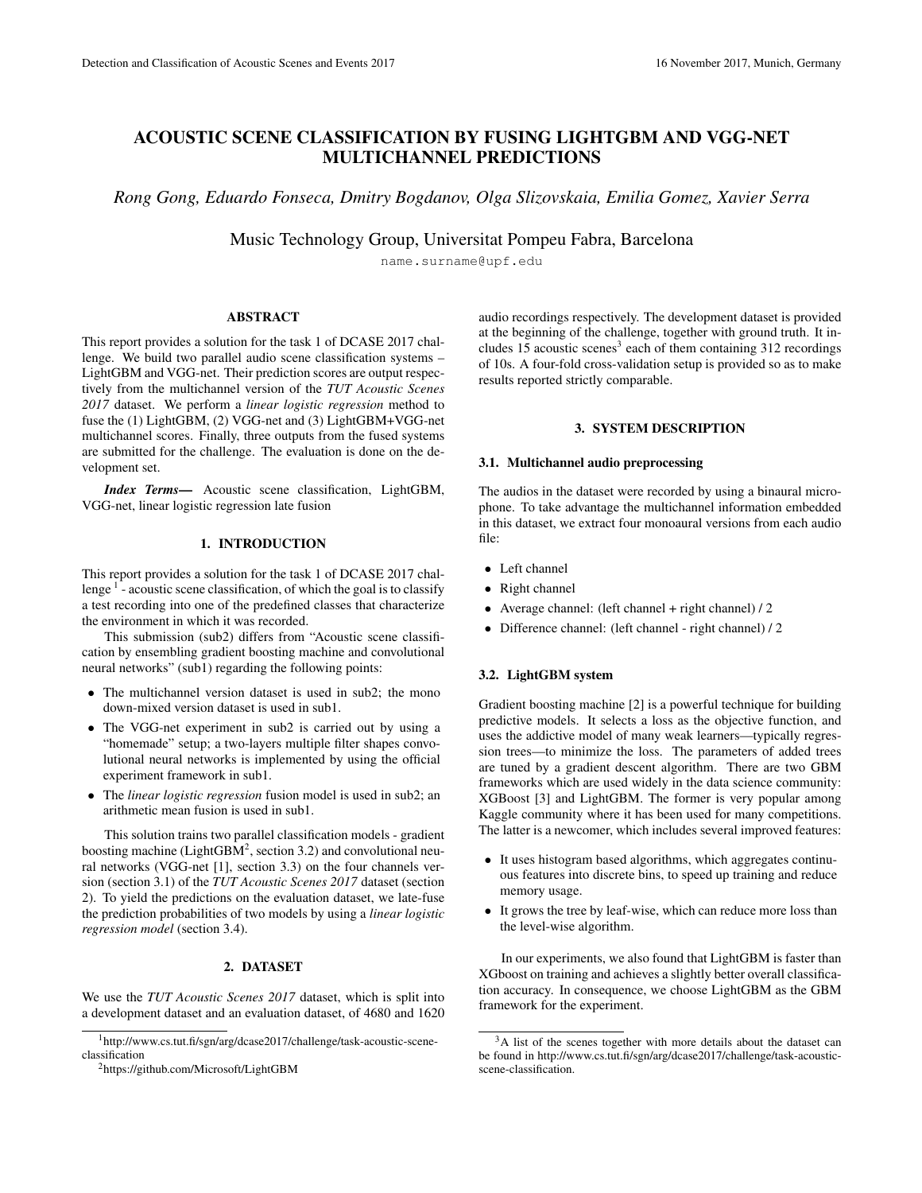# ACOUSTIC SCENE CLASSIFICATION BY FUSING LIGHTGBM AND VGG-NET MULTICHANNEL PREDICTIONS

*Rong Gong, Eduardo Fonseca, Dmitry Bogdanov, Olga Slizovskaia, Emilia Gomez, Xavier Serra*

Music Technology Group, Universitat Pompeu Fabra, Barcelona

name.surname@upf.edu

## ABSTRACT

This report provides a solution for the task 1 of DCASE 2017 challenge. We build two parallel audio scene classification systems – LightGBM and VGG-net. Their prediction scores are output respectively from the multichannel version of the *TUT Acoustic Scenes 2017* dataset. We perform a *linear logistic regression* method to fuse the (1) LightGBM, (2) VGG-net and (3) LightGBM+VGG-net multichannel scores. Finally, three outputs from the fused systems are submitted for the challenge. The evaluation is done on the development set.

***Index Terms*—** Acoustic scene classification, LightGBM, VGG-net, linear logistic regression late fusion

## 1. INTRODUCTION

This report provides a solution for the task 1 of DCASE 2017 challenge [1] - acoustic scene classification, of which the goal is to classify a test recording into one of the predefined classes that characterize the environment in which it was recorded.

This submission (sub2) differs from "Acoustic scene classification by ensembling gradient boosting machine and convolutional neural networks" (sub1) regarding the following points:

- The multichannel version dataset is used in sub2; the mono down-mixed version dataset is used in sub1.
- The VGG-net experiment in sub2 is carried out by using a "homemade" setup; a two-layers multiple filter shapes convolutional neural networks is implemented by using the official experiment framework in sub1.
- The *linear logistic regression* fusion model is used in sub2; an arithmetic mean fusion is used in sub1.

This solution trains two parallel classification models - gradient boosting machine (LightGBM[2], section 3.2) and convolutional neural networks (VGG-net [1], section 3.3) on the four channels version (section 3.1) of the *TUT Acoustic Scenes 2017* dataset (section 2). To yield the predictions on the evaluation dataset, we late-fuse the prediction probabilities of two models by using a *linear logistic regression model* (section 3.4).

## 2. DATASET

We use the *TUT Acoustic Scenes 2017* dataset, which is split into a development dataset and an evaluation dataset, of 4680 and 1620 audio recordings respectively. The development dataset is provided at the beginning of the challenge, together with ground truth. It includes 15 acoustic scenes[3] each of them containing 312 recordings of 10s. A four-fold cross-validation setup is provided so as to make results reported strictly comparable.

## 3. SYSTEM DESCRIPTION

### 3.1. Multichannel audio preprocessing

The audios in the dataset were recorded by using a binaural microphone. To take advantage the multichannel information embedded in this dataset, we extract four monoaural versions from each audio file:

- Left channel
- Right channel
- Average channel: (left channel + right channel) / 2
- Difference channel: (left channel - right channel) / 2

### 3.2. LightGBM system

Gradient boosting machine [2] is a powerful technique for building predictive models. It selects a loss as the objective function, and uses the addictive model of many weak learners—typically regression trees—to minimize the loss. The parameters of added trees are tuned by a gradient descent algorithm. There are two GBM frameworks which are used widely in the data science community: XGBoost [3] and LightGBM. The former is very popular among Kaggle community where it has been used for many competitions. The latter is a newcomer, which includes several improved features:

- It uses histogram based algorithms, which aggregates continuous features into discrete bins, to speed up training and reduce memory usage.
- It grows the tree by leaf-wise, which can reduce more loss than the level-wise algorithm.

In our experiments, we also found that LightGBM is faster than XGboost on training and achieves a slightly better overall classification accuracy. In consequence, we choose LightGBM as the GBM framework for the experiment.

---

[1] http://www.cs.tut.fi/sgn/arg/dcase2017/challenge/task-acoustic-scene-classification

[2] https://github.com/Microsoft/LightGBM

[3] A list of the scenes together with more details about the dataset can be found in http://www.cs.tut.fi/sgn/arg/dcase2017/challenge/task-acoustic-scene-classification.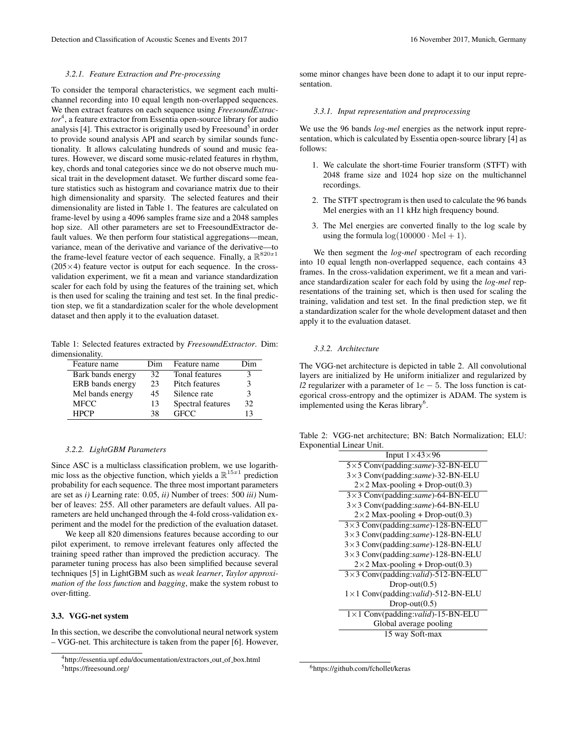#### 3.2.1. Feature Extraction and Pre-processing

To consider the temporal characteristics, we segment each multi-channel recording into 10 equal length non-overlapped sequences. We then extract features on each sequence using *FreesoundExtractor*[4], a feature extractor from Essentia open-source library for audio analysis [4]. This extractor is originally used by Freesound[5] in order to provide sound analysis API and search by similar sounds functionality. It allows calculating hundreds of sound and music features. However, we discard some music-related features in rhythm, key, chords and tonal categories since we do not observe much musical trait in the development dataset. We further discard some feature statistics such as histogram and covariance matrix due to their high dimensionality and sparsity. The selected features and their dimensionality are listed in Table 1. The features are calculated on frame-level by using a 4096 samples frame size and a 2048 samples hop size. All other parameters are set to FreesoundExtractor default values. We then perform four statistical aggregations—mean, variance, mean of the derivative and variance of the derivative—to the frame-level feature vector of each sequence. Finally, a $\mathbb{R}^{820x1}$ ($205{\times}4$) feature vector is output for each sequence. In the cross-validation experiment, we fit a mean and variance standardization scaler for each fold by using the features of the training set, which is then used for scaling the training and test set. In the final prediction step, we fit a standardization scaler for the whole development dataset and then apply it to the evaluation dataset.

Table 1: Selected features extracted by *FreesoundExtractor*. Dim: dimensionality.

| Feature name | Dim | Feature name | Dim |
|---|---|---|---|
| Bark bands energy | 32 | Tonal features | 3 |
| ERB bands energy | 23 | Pitch features | 3 |
| Mel bands energy | 45 | Silence rate | 3 |
| MFCC | 13 | Spectral features | 32 |
| HPCP | 38 | GFCC | 13 |

#### 3.2.2. LightGBM Parameters

Since ASC is a multiclass classification problem, we use logarithmic loss as the objective function, which yields a $\mathbb{R}^{15x1}$ prediction probability for each sequence. The three most important parameters are set as *i)* Learning rate: 0.05, *ii)* Number of trees: 500 *iii)* Number of leaves: 255. All other parameters are default values. All parameters are held unchanged through the 4-fold cross-validation experiment and the model for the prediction of the evaluation dataset.

We keep all 820 dimensions features because according to our pilot experiment, to remove irrelevant features only affected the training speed rather than improved the prediction accuracy. The parameter tuning process has also been simplified because several techniques [5] in LightGBM such as *weak learner*, *Taylor approximation of the loss function* and *bagging*, make the system robust to over-fitting.

### 3.3. VGG-net system

In this section, we describe the convolutional neural network system – VGG-net. This architecture is taken from the paper [6]. However, some minor changes have been done to adapt it to our input representation.

#### 3.3.1. Input representation and preprocessing

We use the 96 bands *log-mel* energies as the network input representation, which is calculated by Essentia open-source library [4] as follows:

1. We calculate the short-time Fourier transform (STFT) with 2048 frame size and 1024 hop size on the multichannel recordings.
2. The STFT spectrogram is then used to calculate the 96 bands Mel energies with an 11 kHz high frequency bound.
3. The Mel energies are converted finally to the log scale by using the formula $\log(100000 \cdot \mathrm{Mel} + 1)$.

We then segment the *log-mel* spectrogram of each recording into 10 equal length non-overlapped sequence, each contains 43 frames. In the cross-validation experiment, we fit a mean and variance standardization scaler for each fold by using the *log-mel* representations of the training set, which is then used for scaling the training, validation and test set. In the final prediction step, we fit a standardization scaler for the whole development dataset and then apply it to the evaluation dataset.

#### 3.3.2. Architecture

The VGG-net architecture is depicted in table 2. All convolutional layers are initialized by He uniform initializer and regularized by *l2* regularizer with a parameter of $1e-5$. The loss function is categorical cross-entropy and the optimizer is ADAM. The system is implemented using the Keras library[6].

Table 2: VGG-net architecture; BN: Batch Normalization; ELU: Exponential Linear Unit.

| Input 1×43×96 |
|---|
| 5×5 Conv(padding:*same*)-32-BN-ELU |
| 3×3 Conv(padding:*same*)-32-BN-ELU |
| 2×2 Max-pooling + Drop-out(0.3) |
| 3×3 Conv(padding:*same*)-64-BN-ELU |
| 3×3 Conv(padding:*same*)-64-BN-ELU |
| 2×2 Max-pooling + Drop-out(0.3) |
| 3×3 Conv(padding:*same*)-128-BN-ELU |
| 3×3 Conv(padding:*same*)-128-BN-ELU |
| 3×3 Conv(padding:*same*)-128-BN-ELU |
| 3×3 Conv(padding:*same*)-128-BN-ELU |
| 2×2 Max-pooling + Drop-out(0.3) |
| 3×3 Conv(padding:*valid*)-512-BN-ELU |
| Drop-out(0.5) |
| 1×1 Conv(padding:*valid*)-512-BN-ELU |
| Drop-out(0.5) |
| 1×1 Conv(padding:*valid*)-15-BN-ELU |
| Global average pooling |
| 15 way Soft-max |

[4] http://essentia.upf.edu/documentation/extractors_out_of_box.html

[5] https://freesound.org/

[6] https://github.com/fchollet/keras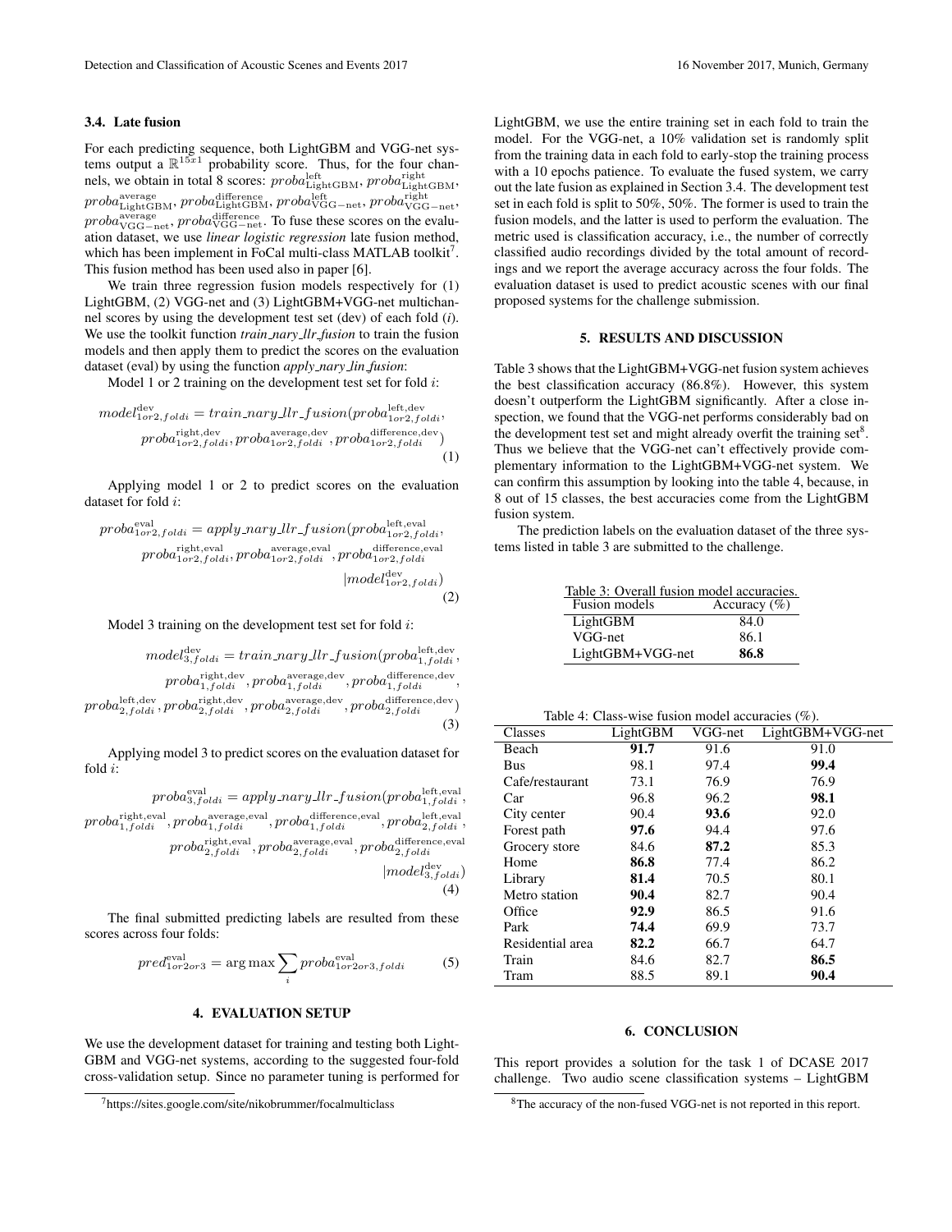### 3.4. Late fusion

For each predicting sequence, both LightGBM and VGG-net systems output a $\mathbb{R}^{15x1}$ probability score. Thus, for the four channels, we obtain in total 8 scores: $proba_{\text{LightGBM}}^{\text{left}}$, $proba_{\text{LightGBM}}^{\text{right}}$, $proba_{\text{LightGBM}}^{\text{average}}$, $proba_{\text{LightGBM}}^{\text{difference}}$, $proba_{\text{VGG-net}}^{\text{left}}$, $proba_{\text{VGG-net}}^{\text{right}}$, $proba_{\text{VGG-net}}^{\text{average}}$, $proba_{\text{VGG-net}}^{\text{difference}}$. To fuse these scores on the evaluation dataset, we use *linear logistic regression* late fusion method, which has been implement in FoCal multi-class MATLAB toolkit[7]. This fusion method has been used also in paper [6].

We train three regression fusion models respectively for (1) LightGBM, (2) VGG-net and (3) LightGBM+VGG-net multichannel scores by using the development test set (dev) of each fold (*i*). We use the toolkit function *train_nary_llr_fusion* to train the fusion models and then apply them to predict the scores on the evaluation dataset (eval) by using the function *apply_nary_lin_fusion*:

Model 1 or 2 training on the development test set for fold $i$:

$$model_{1or2,foldi}^{\text{dev}} = train\_nary\_llr\_fusion(proba_{1or2,foldi}^{\text{left,dev}}, proba_{1or2,foldi}^{\text{right,dev}}, proba_{1or2,foldi}^{\text{average,dev}}, proba_{1or2,foldi}^{\text{difference,dev}}) \tag{1}$$

Applying model 1 or 2 to predict scores on the evaluation dataset for fold $i$:

$$proba_{1or2,foldi}^{\text{eval}} = apply\_nary\_llr\_fusion(proba_{1or2,foldi}^{\text{left,eval}}, proba_{1or2,foldi}^{\text{right,eval}}, proba_{1or2,foldi}^{\text{average,eval}}, proba_{1or2,foldi}^{\text{difference,eval}} | model_{1or2,foldi}^{\text{dev}}) \tag{2}$$

Model 3 training on the development test set for fold $i$:

$$model_{3,foldi}^{\text{dev}} = train\_nary\_llr\_fusion(proba_{1,foldi}^{\text{left,dev}}, proba_{1,foldi}^{\text{right,dev}}, proba_{1,foldi}^{\text{average,dev}}, proba_{1,foldi}^{\text{difference,dev}}, proba_{2,foldi}^{\text{left,dev}}, proba_{2,foldi}^{\text{right,dev}}, proba_{2,foldi}^{\text{average,dev}}, proba_{2,foldi}^{\text{difference,dev}}) \tag{3}$$

Applying model 3 to predict scores on the evaluation dataset for fold $i$:

$$proba_{3,foldi}^{\text{eval}} = apply\_nary\_llr\_fusion(proba_{1,foldi}^{\text{left,eval}}, proba_{1,foldi}^{\text{right,eval}}, proba_{1,foldi}^{\text{average,eval}}, proba_{1,foldi}^{\text{difference,eval}}, proba_{2,foldi}^{\text{left,eval}}, proba_{2,foldi}^{\text{right,eval}}, proba_{2,foldi}^{\text{average,eval}}, proba_{2,foldi}^{\text{difference,eval}} | model_{3,foldi}^{\text{dev}}) \tag{4}$$

The final submitted predicting labels are resulted from these scores across four folds:

$$pred_{1or2or3}^{\text{eval}} = \arg\max \sum_{i} proba_{1or2or3,foldi}^{\text{eval}} \tag{5}$$

## 4. EVALUATION SETUP

We use the development dataset for training and testing both LightGBM and VGG-net systems, according to the suggested four-fold cross-validation setup. Since no parameter tuning is performed for LightGBM, we use the entire training set in each fold to train the model. For the VGG-net, a 10% validation set is randomly split from the training data in each fold to early-stop the training process with a 10 epochs patience. To evaluate the fused system, we carry out the late fusion as explained in Section 3.4. The development test set in each fold is split to 50%, 50%. The former is used to train the fusion models, and the latter is used to perform the evaluation. The metric used is classification accuracy, i.e., the number of correctly classified audio recordings divided by the total amount of recordings and we report the average accuracy across the four folds. The evaluation dataset is used to predict acoustic scenes with our final proposed systems for the challenge submission.

## 5. RESULTS AND DISCUSSION

Table 3 shows that the LightGBM+VGG-net fusion system achieves the best classification accuracy (86.8%). However, this system doesn't outperform the LightGBM significantly. After a close inspection, we found that the VGG-net performs considerably bad on the development test set and might already overfit the training set[8]. Thus we believe that the VGG-net can't effectively provide complementary information to the LightGBM+VGG-net system. We can confirm this assumption by looking into the table 4, because, in 8 out of 15 classes, the best accuracies come from the LightGBM fusion system.

The prediction labels on the evaluation dataset of the three systems listed in table 3 are submitted to the challenge.

Table 3: Overall fusion model accuracies.

| Fusion models | Accuracy (%) |
|---|---|
| LightGBM | 84.0 |
| VGG-net | 86.1 |
| LightGBM+VGG-net | **86.8** |

Table 4: Class-wise fusion model accuracies (%).

| Classes | LightGBM | VGG-net | LightGBM+VGG-net |
|---|---|---|---|
| Beach | **91.7** | 91.6 | 91.0 |
| Bus | 98.1 | 97.4 | **99.4** |
| Cafe/restaurant | 73.1 | 76.9 | 76.9 |
| Car | 96.8 | 96.2 | **98.1** |
| City center | 90.4 | **93.6** | 92.0 |
| Forest path | **97.6** | 94.4 | 97.6 |
| Grocery store | 84.6 | **87.2** | 85.3 |
| Home | **86.8** | 77.4 | 86.2 |
| Library | **81.4** | 70.5 | 80.1 |
| Metro station | **90.4** | 82.7 | 90.4 |
| Office | **92.9** | 86.5 | 91.6 |
| Park | **74.4** | 69.9 | 73.7 |
| Residential area | **82.2** | 66.7 | 64.7 |
| Train | 84.6 | 82.7 | **86.5** |
| Tram | 88.5 | 89.1 | **90.4** |

## 6. CONCLUSION

This report provides a solution for the task 1 of DCASE 2017 challenge. Two audio scene classification systems – LightGBM

[7] https://sites.google.com/site/nikobrummer/focalmulticlass

[8] The accuracy of the non-fused VGG-net is not reported in this report.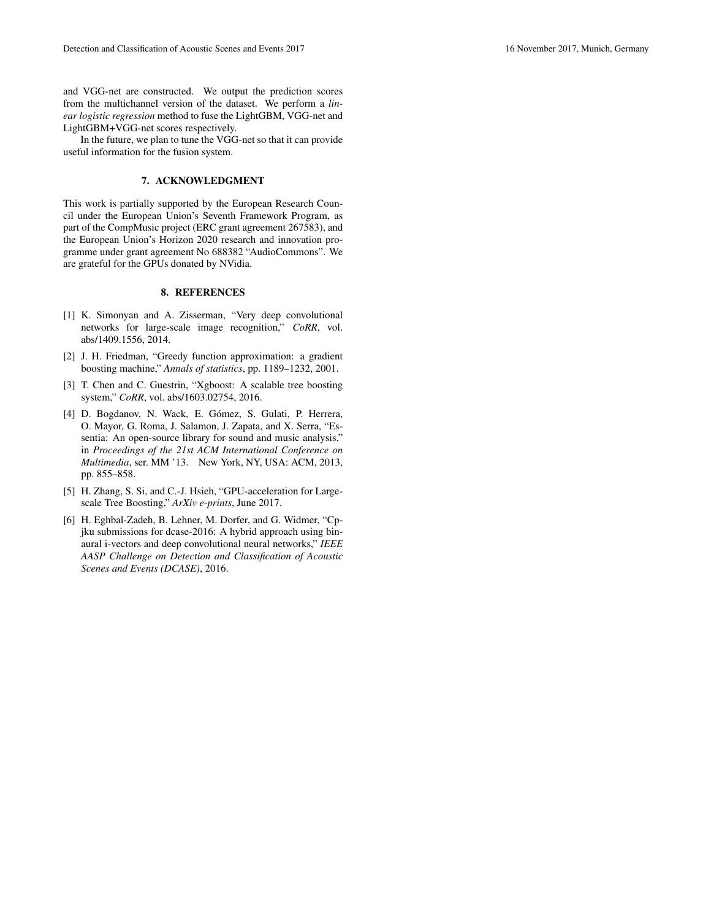and VGG-net are constructed. We output the prediction scores from the multichannel version of the dataset. We perform a *linear logistic regression* method to fuse the LightGBM, VGG-net and LightGBM+VGG-net scores respectively.

In the future, we plan to tune the VGG-net so that it can provide useful information for the fusion system.

## 7. ACKNOWLEDGMENT

This work is partially supported by the European Research Council under the European Union's Seventh Framework Program, as part of the CompMusic project (ERC grant agreement 267583), and the European Union's Horizon 2020 research and innovation programme under grant agreement No 688382 "AudioCommons". We are grateful for the GPUs donated by NVidia.

## 8. REFERENCES

[1] K. Simonyan and A. Zisserman, "Very deep convolutional networks for large-scale image recognition," *CoRR*, vol. abs/1409.1556, 2014.

[2] J. H. Friedman, "Greedy function approximation: a gradient boosting machine," *Annals of statistics*, pp. 1189–1232, 2001.

[3] T. Chen and C. Guestrin, "Xgboost: A scalable tree boosting system," *CoRR*, vol. abs/1603.02754, 2016.

[4] D. Bogdanov, N. Wack, E. Gómez, S. Gulati, P. Herrera, O. Mayor, G. Roma, J. Salamon, J. Zapata, and X. Serra, "Essentia: An open-source library for sound and music analysis," in *Proceedings of the 21st ACM International Conference on Multimedia*, ser. MM '13. New York, NY, USA: ACM, 2013, pp. 855–858.

[5] H. Zhang, S. Si, and C.-J. Hsieh, "GPU-acceleration for Large-scale Tree Boosting," *ArXiv e-prints*, June 2017.

[6] H. Eghbal-Zadeh, B. Lehner, M. Dorfer, and G. Widmer, "Cp-jku submissions for dcase-2016: A hybrid approach using binaural i-vectors and deep convolutional neural networks," *IEEE AASP Challenge on Detection and Classification of Acoustic Scenes and Events (DCASE)*, 2016.